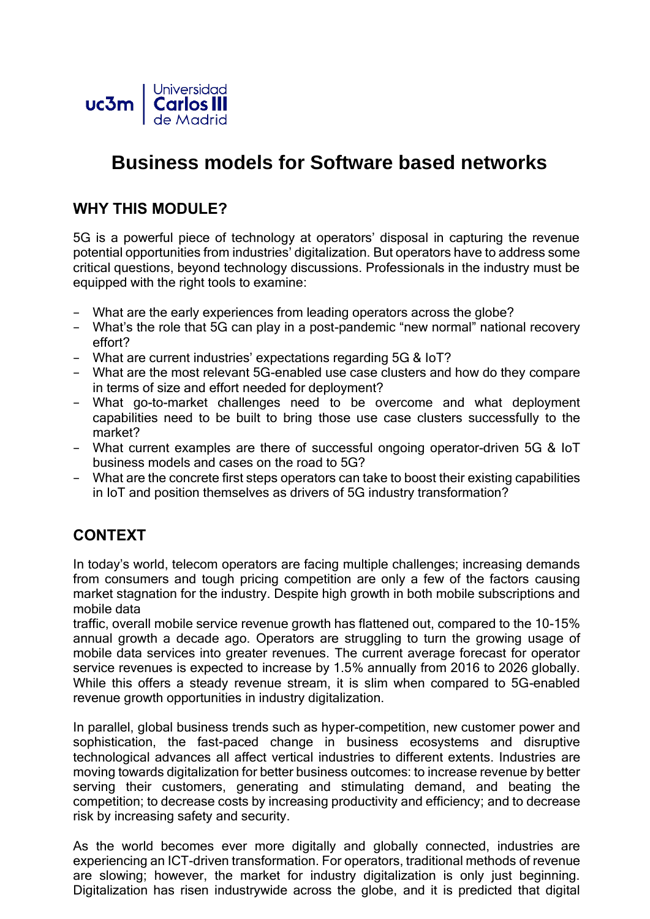# Business models for Software based networks

## WHY THIS MODULE?

5G is a powerful piece of technology at operators' disposal in capturing the revenue potential opportunities from industries' digitalization. But operators have to address some critical questions, beyond technology discussions. Professionals in the industry must be equipped with the right tools to examine:

- What are the early experiences from leading operators across the globe?
- What's the role that 5G can play in a post-pandemic "new normal" national recovery effort?
- What are current industries' expectations regarding 5G & IoT?
- What are the most relevant 5G-enabled use case clusters and how do they compare in terms of size and effort needed for deployment?
- What go-to-market challenges need to be overcome and what deployment capabilities need to be built to bring those use case clusters successfully to the market?
- What current examples are there of successful ongoing operator-driven 5G & IoT business models and cases on the road to 5G?
- What are the concrete first steps operators can take to boost their existing capabilities in IoT and position themselves as drivers of 5G industry transformation?

## CONTEXT

In today's world, telecom operators are facing multiple challenges; increasing demands from consumers and tough pricing competition are only a few of the factors causing market stagnation for the industry. Despite high growth in both mobile subscriptions and mobile data traffic, overall mobile service revenue growth has flattened out, compared to the 10-15% annual growth a decade ago. Operators are struggling to turn the growing usage of mobile data services into greater revenues. The current average forecast for operator service revenues is expected to increase by 1.5% annually from 2016 to 2026 globally. While this offers a steady revenue stream, it is slim when compared to 5G-enabled revenue growth opportunities in industry digitalization.

In parallel, global business trends such as hyper-competition, new customer power and sophistication, the fast-paced change in business ecosystems and disruptive technological advances all affect vertical industries to different extents. Industries are moving towards digitalization for better business outcomes: to increase revenue by better serving their customers, generating and stimulating demand, and beating the competition; to decrease costs by increasing productivity and efficiency; and to decrease risk by increasing safety and security.

As the world becomes ever more digitally and globally connected, industries are experiencing an ICT-driven transformation. For operators, traditional methods of revenue are slowing; however, the market for industry digitalization is only just beginning. Digitalization has risen industrywide across the globe, and it is predicted that digital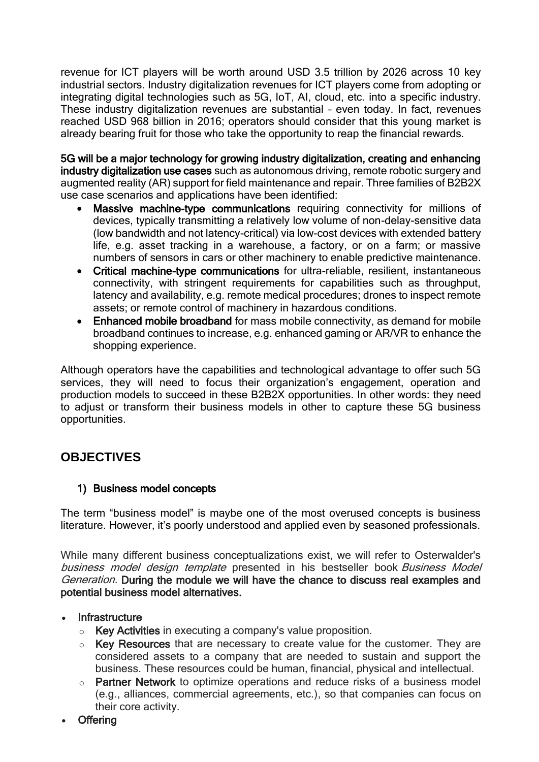revenue for ICT players will be worth around USD 3.5 trillion by 2026 across 10 key industrial sectors. Industry digitalization revenues for ICT players come from adopting or integrating digital technologies such as 5G, IoT, AI, cloud, etc. into a specific industry. These industry digitalization revenues are substantial – even today. In fact, revenues reached USD 968 billion in 2016; operators should consider that this young market is already bearing fruit for those who take the opportunity to reap the financial rewards.

**5G will be a major technology for growing industry digitalization, creating and enhancing industry digitalization use cases** such as autonomous driving, remote robotic surgery and augmented reality (AR) support for field maintenance and repair. Three families of B2B2X use case scenarios and applications have been identified:

- **Massive machine-type communications** requiring connectivity for millions of devices, typically transmitting a relatively low volume of non-delay-sensitive data (low bandwidth and not latency-critical) via low-cost devices with extended battery life, e.g. asset tracking in a warehouse, a factory, or on a farm; or massive numbers of sensors in cars or other machinery to enable predictive maintenance.
- **Critical machine-type communications** for ultra-reliable, resilient, instantaneous connectivity, with stringent requirements for capabilities such as throughput, latency and availability, e.g. remote medical procedures; drones to inspect remote assets; or remote control of machinery in hazardous conditions.
- **Enhanced mobile broadband** for mass mobile connectivity, as demand for mobile broadband continues to increase, e.g. enhanced gaming or AR/VR to enhance the shopping experience.

Although operators have the capabilities and technological advantage to offer such 5G services, they will need to focus their organization's engagement, operation and production models to succeed in these B2B2X opportunities. In other words: they need to adjust or transform their business models in other to capture these 5G business opportunities.

## OBJECTIVES

### 1) Business model concepts

The term "business model" is maybe one of the most overused concepts is business literature. However, it's poorly understood and applied even by seasoned professionals.

While many different business conceptualizations exist, we will refer to Osterwalder's *business model design template* presented in his bestseller book *Business Model Generation.* **During the module we will have the chance to discuss real examples and potential business model alternatives.**

- **Infrastructure**
  - **Key Activities** in executing a company's value proposition.
  - **Key Resources** that are necessary to create value for the customer. They are considered assets to a company that are needed to sustain and support the business. These resources could be human, financial, physical and intellectual.
  - **Partner Network** to optimize operations and reduce risks of a business model (e.g., alliances, commercial agreements, etc.), so that companies can focus on their core activity.
- **Offering**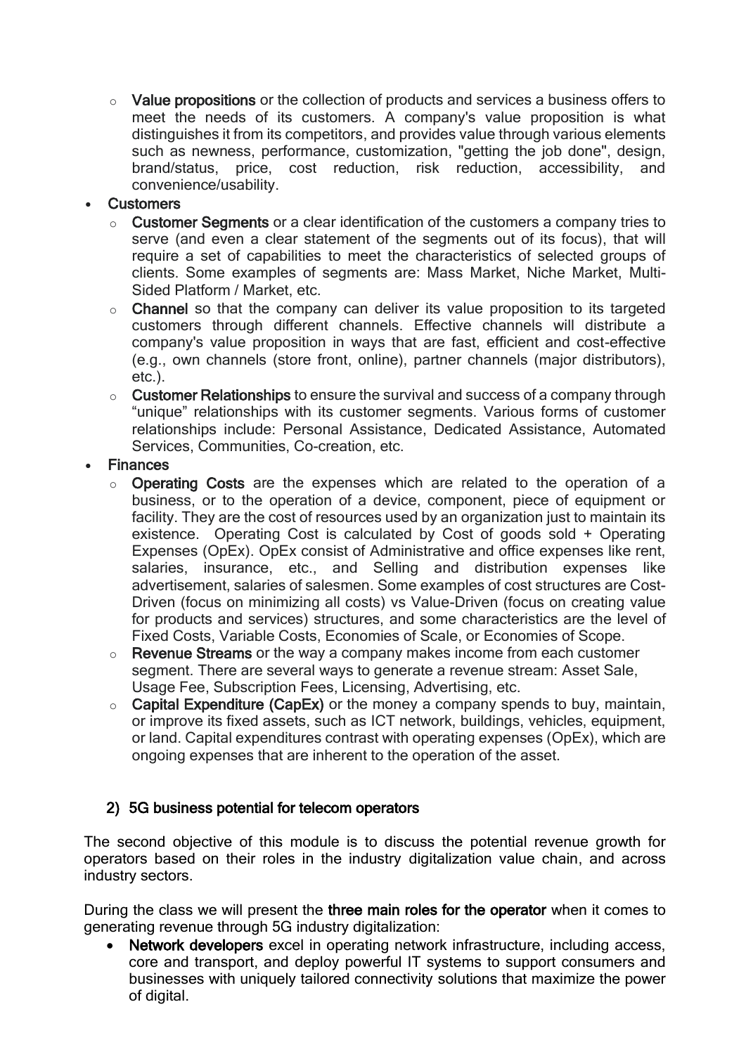- **Value propositions** or the collection of products and services a business offers to meet the needs of its customers. A company's value proposition is what distinguishes it from its competitors, and provides value through various elements such as newness, performance, customization, "getting the job done", design, brand/status, price, cost reduction, risk reduction, accessibility, and convenience/usability.

- **Customers**
    - **Customer Segments** or a clear identification of the customers a company tries to serve (and even a clear statement of the segments out of its focus), that will require a set of capabilities to meet the characteristics of selected groups of clients. Some examples of segments are: Mass Market, Niche Market, Multi-Sided Platform / Market, etc.
    - **Channel** so that the company can deliver its value proposition to its targeted customers through different channels. Effective channels will distribute a company's value proposition in ways that are fast, efficient and cost-effective (e.g., own channels (store front, online), partner channels (major distributors), etc.).
    - **Customer Relationships** to ensure the survival and success of a company through "unique" relationships with its customer segments. Various forms of customer relationships include: Personal Assistance, Dedicated Assistance, Automated Services, Communities, Co-creation, etc.

- **Finances**
    - **Operating Costs** are the expenses which are related to the operation of a business, or to the operation of a device, component, piece of equipment or facility. They are the cost of resources used by an organization just to maintain its existence. Operating Cost is calculated by Cost of goods sold + Operating Expenses (OpEx). OpEx consist of Administrative and office expenses like rent, salaries, insurance, etc., and Selling and distribution expenses like advertisement, salaries of salesmen. Some examples of cost structures are Cost-Driven (focus on minimizing all costs) vs Value-Driven (focus on creating value for products and services) structures, and some characteristics are the level of Fixed Costs, Variable Costs, Economies of Scale, or Economies of Scope.
    - **Revenue Streams** or the way a company makes income from each customer segment. There are several ways to generate a revenue stream: Asset Sale, Usage Fee, Subscription Fees, Licensing, Advertising, etc.
    - **Capital Expenditure (CapEx)** or the money a company spends to buy, maintain, or improve its fixed assets, such as ICT network, buildings, vehicles, equipment, or land. Capital expenditures contrast with operating expenses (OpEx), which are ongoing expenses that are inherent to the operation of the asset.

## 2) 5G business potential for telecom operators

The second objective of this module is to discuss the potential revenue growth for operators based on their roles in the industry digitalization value chain, and across industry sectors.

During the class we will present the **three main roles for the operator** when it comes to generating revenue through 5G industry digitalization:

- **Network developers** excel in operating network infrastructure, including access, core and transport, and deploy powerful IT systems to support consumers and businesses with uniquely tailored connectivity solutions that maximize the power of digital.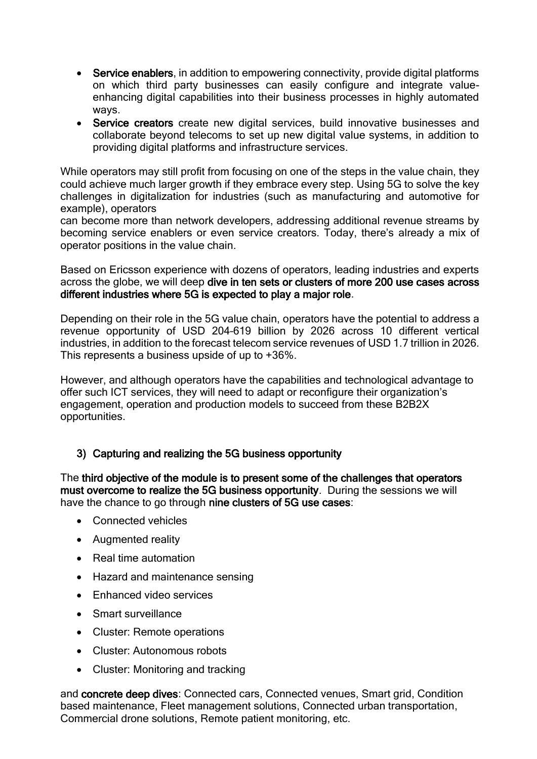- **Service enablers**, in addition to empowering connectivity, provide digital platforms on which third party businesses can easily configure and integrate value-enhancing digital capabilities into their business processes in highly automated ways.
- **Service creators** create new digital services, build innovative businesses and collaborate beyond telecoms to set up new digital value systems, in addition to providing digital platforms and infrastructure services.

While operators may still profit from focusing on one of the steps in the value chain, they could achieve much larger growth if they embrace every step. Using 5G to solve the key challenges in digitalization for industries (such as manufacturing and automotive for example), operators
can become more than network developers, addressing additional revenue streams by becoming service enablers or even service creators. Today, there's already a mix of operator positions in the value chain.

Based on Ericsson experience with dozens of operators, leading industries and experts across the globe, we will deep **dive in ten sets or clusters of more 200 use cases across different industries where 5G is expected to play a major role**.

Depending on their role in the 5G value chain, operators have the potential to address a revenue opportunity of USD 204–619 billion by 2026 across 10 different vertical industries, in addition to the forecast telecom service revenues of USD 1.7 trillion in 2026. This represents a business upside of up to +36%.

However, and although operators have the capabilities and technological advantage to offer such ICT services, they will need to adapt or reconfigure their organization's engagement, operation and production models to succeed from these B2B2X opportunities.

### 3) Capturing and realizing the 5G business opportunity

The **third objective of the module is to present some of the challenges that operators must overcome to realize the 5G business opportunity**. During the sessions we will have the chance to go through **nine clusters of 5G use cases**:

- Connected vehicles
- Augmented reality
- Real time automation
- Hazard and maintenance sensing
- Enhanced video services
- Smart surveillance
- Cluster: Remote operations
- Cluster: Autonomous robots
- Cluster: Monitoring and tracking

and **concrete deep dives**: Connected cars, Connected venues, Smart grid, Condition based maintenance, Fleet management solutions, Connected urban transportation, Commercial drone solutions, Remote patient monitoring, etc.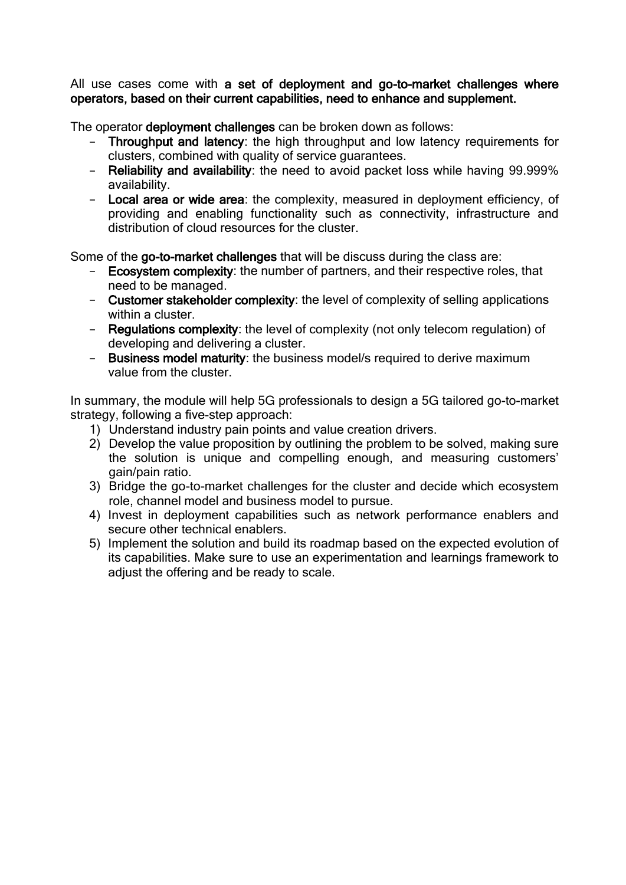All use cases come with **a set of deployment and go-to-market challenges where operators, based on their current capabilities, need to enhance and supplement.**

The operator **deployment challenges** can be broken down as follows:

- **Throughput and latency**: the high throughput and low latency requirements for clusters, combined with quality of service guarantees.
- **Reliability and availability**: the need to avoid packet loss while having 99.999% availability.
- **Local area or wide area**: the complexity, measured in deployment efficiency, of providing and enabling functionality such as connectivity, infrastructure and distribution of cloud resources for the cluster.

Some of the **go-to-market challenges** that will be discuss during the class are:

- **Ecosystem complexity**: the number of partners, and their respective roles, that need to be managed.
- **Customer stakeholder complexity**: the level of complexity of selling applications within a cluster.
- **Regulations complexity**: the level of complexity (not only telecom regulation) of developing and delivering a cluster.
- **Business model maturity**: the business model/s required to derive maximum value from the cluster.

In summary, the module will help 5G professionals to design a 5G tailored go-to-market strategy, following a five-step approach:

1) Understand industry pain points and value creation drivers.
2) Develop the value proposition by outlining the problem to be solved, making sure the solution is unique and compelling enough, and measuring customers' gain/pain ratio.
3) Bridge the go-to-market challenges for the cluster and decide which ecosystem role, channel model and business model to pursue.
4) Invest in deployment capabilities such as network performance enablers and secure other technical enablers.
5) Implement the solution and build its roadmap based on the expected evolution of its capabilities. Make sure to use an experimentation and learnings framework to adjust the offering and be ready to scale.